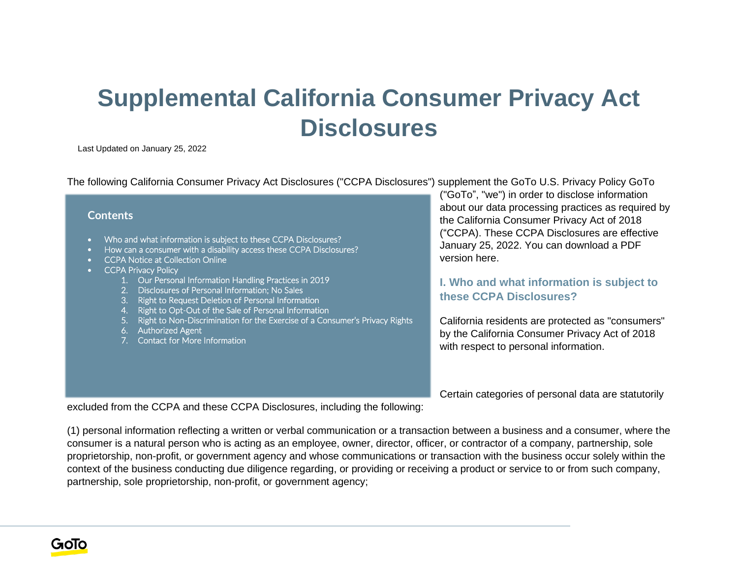# Supplemental California Consumer Privacy Act Disclosures

Last Updated on January 25, 2022

The following California Consumer Privacy Act Disclosures ("CCPA Disclosures") supplement the GoTo U.S. Privacy Policy GoTo ("GoTo", "we") in order to disclose information about our data processing practices as required by the California Consumer Privacy Act of 2018 ("CCPA). These CCPA Disclosures are effective January 25, 2022. You can download a PDF version here.

**Contents**

- Who and what information is subject to these CCPA Disclosures?
- How can a consumer with a disability access these CCPA Disclosures?
- CCPA Notice at Collection Online
- CCPA Privacy Policy
    1. Our Personal Information Handling Practices in 2019
    2. Disclosures of Personal Information; No Sales
    3. Right to Request Deletion of Personal Information
    4. Right to Opt-Out of the Sale of Personal Information
    5. Right to Non-Discrimination for the Exercise of a Consumer's Privacy Rights
    6. Authorized Agent
    7. Contact for More Information

## I. Who and what information is subject to these CCPA Disclosures?

California residents are protected as "consumers" by the California Consumer Privacy Act of 2018 with respect to personal information.

Certain categories of personal data are statutorily excluded from the CCPA and these CCPA Disclosures, including the following:

(1) personal information reflecting a written or verbal communication or a transaction between a business and a consumer, where the consumer is a natural person who is acting as an employee, owner, director, officer, or contractor of a company, partnership, sole proprietorship, non-profit, or government agency and whose communications or transaction with the business occur solely within the context of the business conducting due diligence regarding, or providing or receiving a product or service to or from such company, partnership, sole proprietorship, non-profit, or government agency;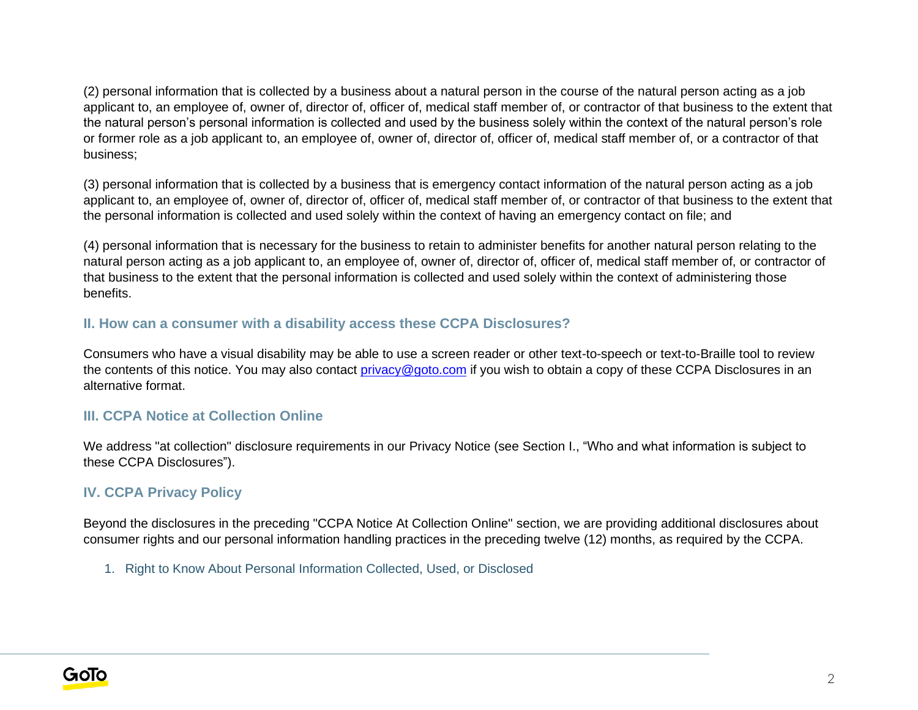(2) personal information that is collected by a business about a natural person in the course of the natural person acting as a job applicant to, an employee of, owner of, director of, officer of, medical staff member of, or contractor of that business to the extent that the natural person's personal information is collected and used by the business solely within the context of the natural person's role or former role as a job applicant to, an employee of, owner of, director of, officer of, medical staff member of, or a contractor of that business;

(3) personal information that is collected by a business that is emergency contact information of the natural person acting as a job applicant to, an employee of, owner of, director of, officer of, medical staff member of, or contractor of that business to the extent that the personal information is collected and used solely within the context of having an emergency contact on file; and

(4) personal information that is necessary for the business to retain to administer benefits for another natural person relating to the natural person acting as a job applicant to, an employee of, owner of, director of, officer of, medical staff member of, or contractor of that business to the extent that the personal information is collected and used solely within the context of administering those benefits.

## II. How can a consumer with a disability access these CCPA Disclosures?

Consumers who have a visual disability may be able to use a screen reader or other text-to-speech or text-to-Braille tool to review the contents of this notice. You may also contact [privacy@goto.com](mailto:privacy@goto.com) if you wish to obtain a copy of these CCPA Disclosures in an alternative format.

## III. CCPA Notice at Collection Online

We address "at collection" disclosure requirements in our Privacy Notice (see Section I., "Who and what information is subject to these CCPA Disclosures").

## IV. CCPA Privacy Policy

Beyond the disclosures in the preceding "CCPA Notice At Collection Online" section, we are providing additional disclosures about consumer rights and our personal information handling practices in the preceding twelve (12) months, as required by the CCPA.

### 1. Right to Know About Personal Information Collected, Used, or Disclosed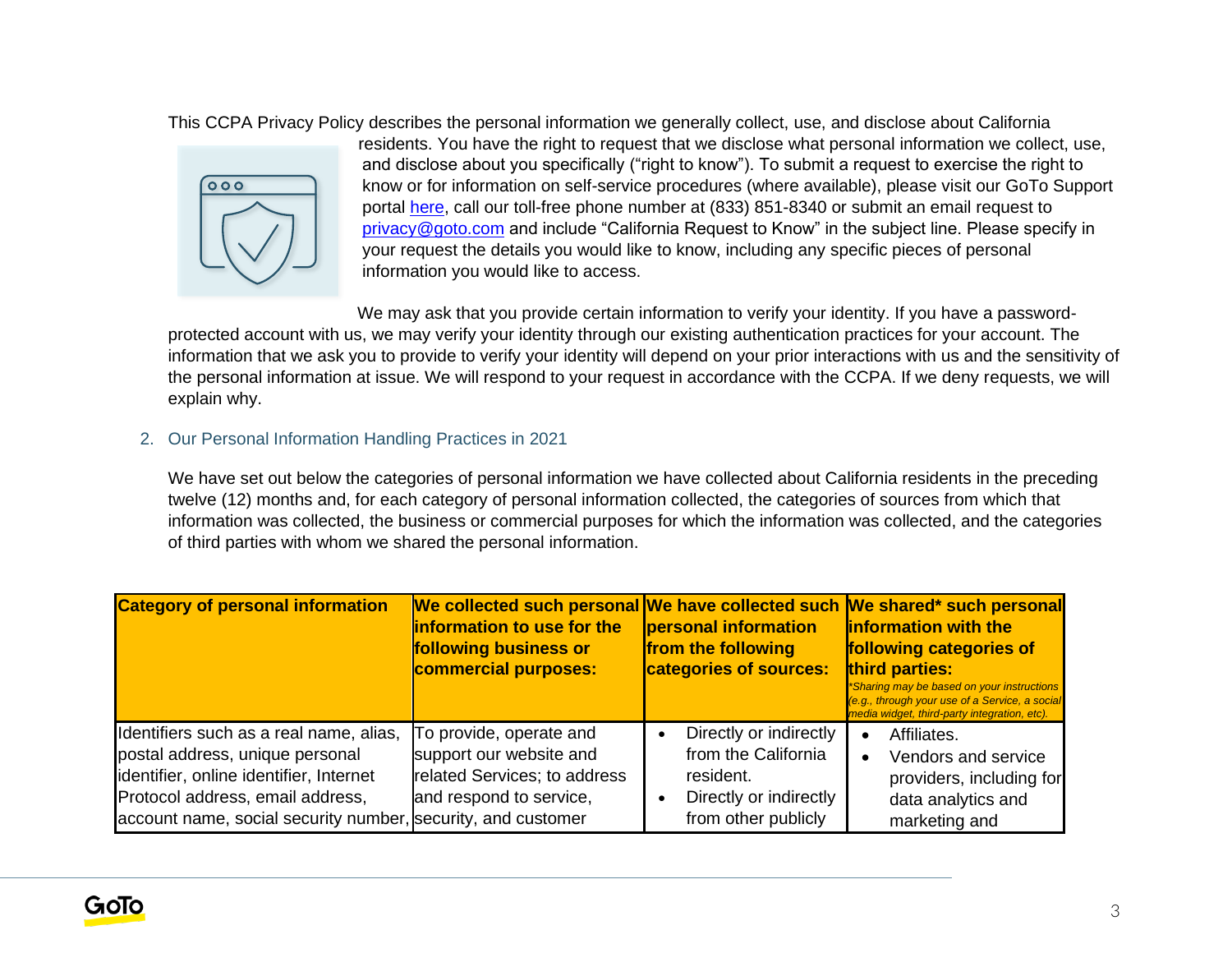This CCPA Privacy Policy describes the personal information we generally collect, use, and disclose about California residents. You have the right to request that we disclose what personal information we collect, use, and disclose about you specifically ("right to know"). To submit a request to exercise the right to know or for information on self-service procedures (where available), please visit our GoTo Support portal here, call our toll-free phone number at (833) 851-8340 or submit an email request to privacy@goto.com and include "California Request to Know" in the subject line. Please specify in your request the details you would like to know, including any specific pieces of personal information you would like to access.

We may ask that you provide certain information to verify your identity. If you have a password-protected account with us, we may verify your identity through our existing authentication practices for your account. The information that we ask you to provide to verify your identity will depend on your prior interactions with us and the sensitivity of the personal information at issue. We will respond to your request in accordance with the CCPA. If we deny requests, we will explain why.

## 2. Our Personal Information Handling Practices in 2021

We have set out below the categories of personal information we have collected about California residents in the preceding twelve (12) months and, for each category of personal information collected, the categories of sources from which that information was collected, the business or commercial purposes for which the information was collected, and the categories of third parties with whom we shared the personal information.

| Category of personal information | We collected such personal information to use for the following business or commercial purposes: | We have collected such personal information from the following categories of sources: | We shared* such personal information with the following categories of third parties: *\*Sharing may be based on your instructions (e.g., through your use of a Service, a social media widget, third-party integration, etc).* |
|---|---|---|---|
| Identifiers such as a real name, alias, postal address, unique personal identifier, online identifier, Internet Protocol address, email address, account name, social security number, | To provide, operate and support our website and related Services; to address and respond to service, security, and customer | • Directly or indirectly from the California resident. • Directly or indirectly from other publicly | • Affiliates. • Vendors and service providers, including for data analytics and marketing and |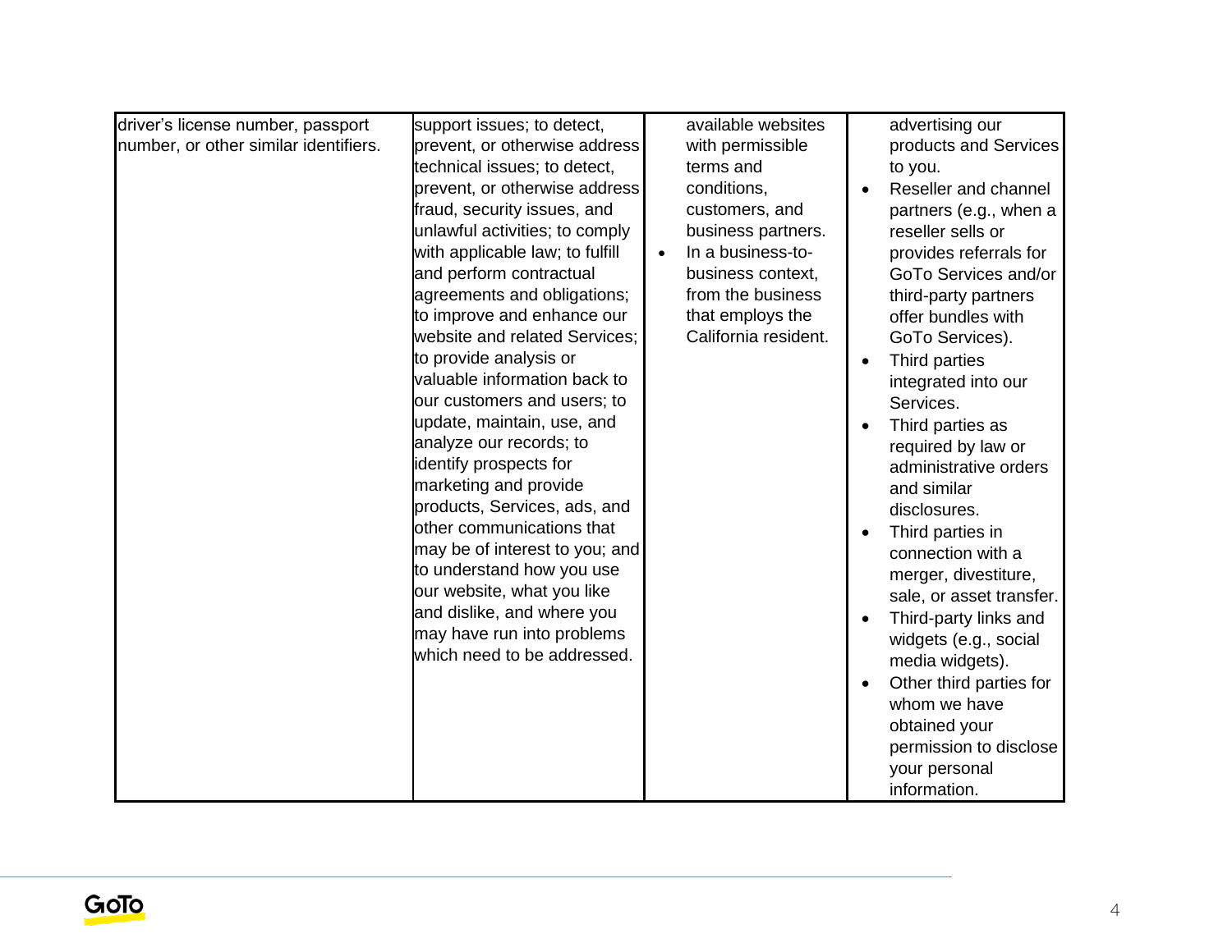| | | | |
|---|---|---|---|
| driver's license number, passport number, or other similar identifiers. | support issues; to detect, prevent, or otherwise address technical issues; to detect, prevent, or otherwise address fraud, security issues, and unlawful activities; to comply with applicable law; to fulfill and perform contractual agreements and obligations; to improve and enhance our website and related Services; to provide analysis or valuable information back to our customers and users; to update, maintain, use, and analyze our records; to identify prospects for marketing and provide products, Services, ads, and other communications that may be of interest to you; and to understand how you use our website, what you like and dislike, and where you may have run into problems which need to be addressed. | available websites with permissible terms and conditions, customers, and business partners.<br>• In a business-to-business context, from the business that employs the California resident. | advertising our products and Services to you.<br>• Reseller and channel partners (e.g., when a reseller sells or provides referrals for GoTo Services and/or third-party partners offer bundles with GoTo Services).<br>• Third parties integrated into our Services.<br>• Third parties as required by law or administrative orders and similar disclosures.<br>• Third parties in connection with a merger, divestiture, sale, or asset transfer.<br>• Third-party links and widgets (e.g., social media widgets).<br>• Other third parties for whom we have obtained your permission to disclose your personal information. |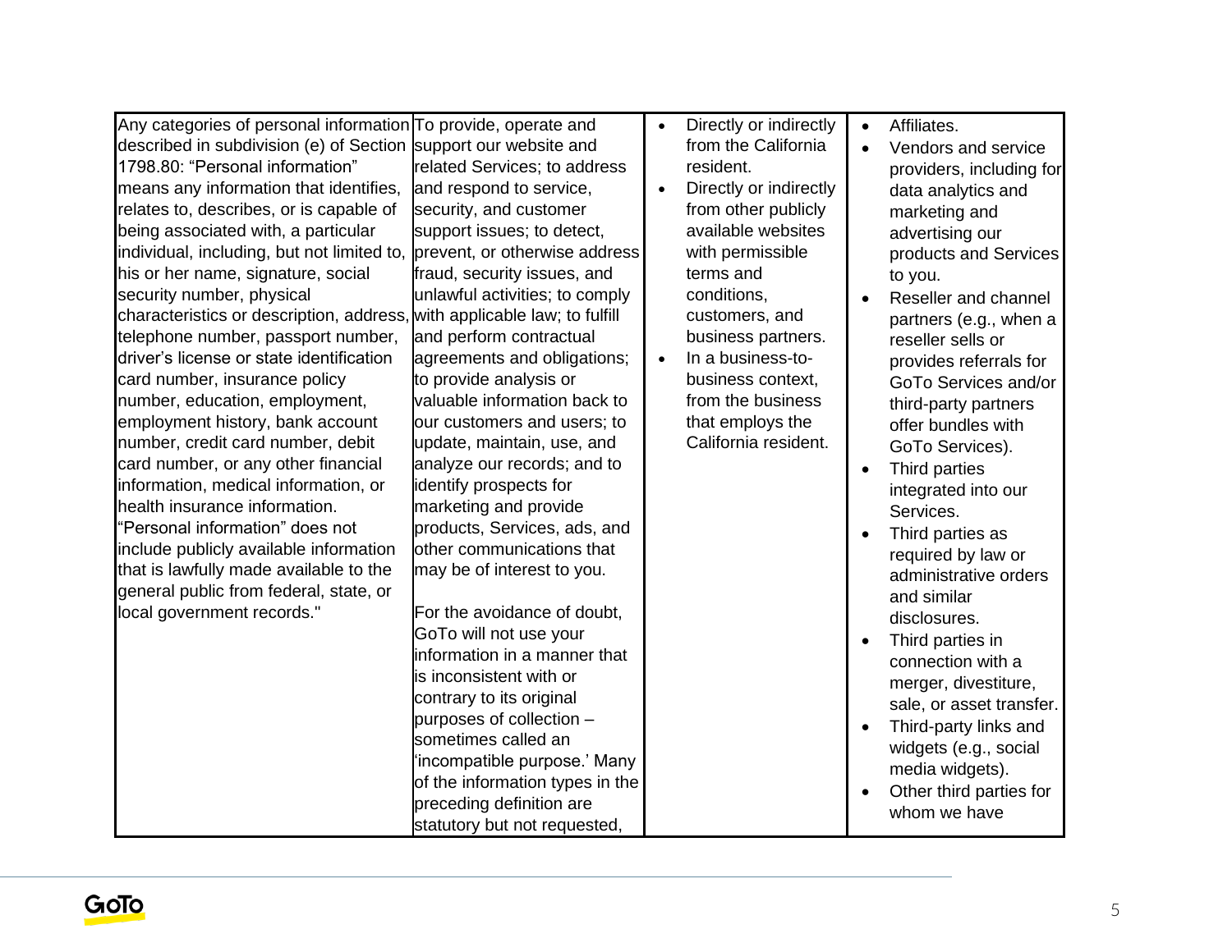| | | | |
|---|---|---|---|
| Any categories of personal information described in subdivision (e) of Section 1798.80: "Personal information" means any information that identifies, relates to, describes, or is capable of being associated with, a particular individual, including, but not limited to, his or her name, signature, social security number, physical characteristics or description, address, telephone number, passport number, driver's license or state identification card number, insurance policy number, education, employment, employment history, bank account number, credit card number, debit card number, or any other financial information, medical information, or health insurance information. "Personal information" does not include publicly available information that is lawfully made available to the general public from federal, state, or local government records." | To provide, operate and support our website and related Services; to address and respond to service, security, and customer support issues; to detect, prevent, or otherwise address fraud, security issues, and unlawful activities; to comply with applicable law; to fulfill and perform contractual agreements and obligations; to provide analysis or valuable information back to our customers and users; to update, maintain, use, and analyze our records; and to identify prospects for marketing and provide products, Services, ads, and other communications that may be of interest to you.<br><br>For the avoidance of doubt, GoTo will not use your information in a manner that is inconsistent with or contrary to its original purposes of collection – sometimes called an 'incompatible purpose.' Many of the information types in the preceding definition are statutory but not requested, | • Directly or indirectly from the California resident.<br>• Directly or indirectly from other publicly available websites with permissible terms and conditions, customers, and business partners.<br>• In a business-to-business context, from the business that employs the California resident. | • Affiliates.<br>• Vendors and service providers, including for data analytics and marketing and advertising our products and Services to you.<br>• Reseller and channel partners (e.g., when a reseller sells or provides referrals for GoTo Services and/or third-party partners offer bundles with GoTo Services).<br>• Third parties integrated into our Services.<br>• Third parties as required by law or administrative orders and similar disclosures.<br>• Third parties in connection with a merger, divestiture, sale, or asset transfer.<br>• Third-party links and widgets (e.g., social media widgets).<br>• Other third parties for whom we have |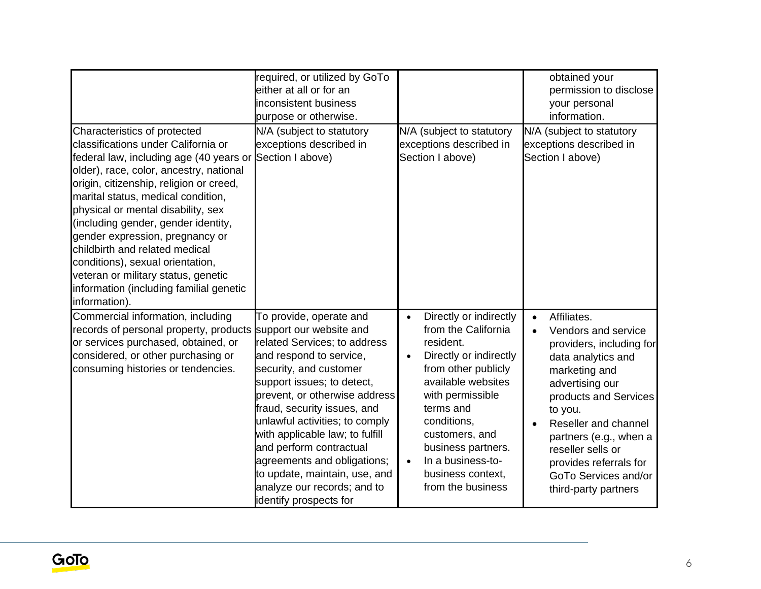| | | | |
|---|---|---|---|
| | required, or utilized by GoTo either at all or for an inconsistent business purpose or otherwise. | | obtained your permission to disclose your personal information. |
| Characteristics of protected classifications under California or federal law, including age (40 years or older), race, color, ancestry, national origin, citizenship, religion or creed, marital status, medical condition, physical or mental disability, sex (including gender, gender identity, gender expression, pregnancy or childbirth and related medical conditions), sexual orientation, veteran or military status, genetic information (including familial genetic information). | N/A (subject to statutory exceptions described in Section I above) | N/A (subject to statutory exceptions described in Section I above) | N/A (subject to statutory exceptions described in Section I above) |
| Commercial information, including records of personal property, products or services purchased, obtained, or considered, or other purchasing or consuming histories or tendencies. | To provide, operate and support our website and related Services; to address and respond to service, security, and customer support issues; to detect, prevent, or otherwise address fraud, security issues, and unlawful activities; to comply with applicable law; to fulfill and perform contractual agreements and obligations; to update, maintain, use, and analyze our records; and to identify prospects for | • Directly or indirectly from the California resident.<br>• Directly or indirectly from other publicly available websites with permissible terms and conditions, customers, and business partners.<br>• In a business-to-business context, from the business | • Affiliates.<br>• Vendors and service providers, including for data analytics and marketing and advertising our products and Services to you.<br>• Reseller and channel partners (e.g., when a reseller sells or provides referrals for GoTo Services and/or third-party partners |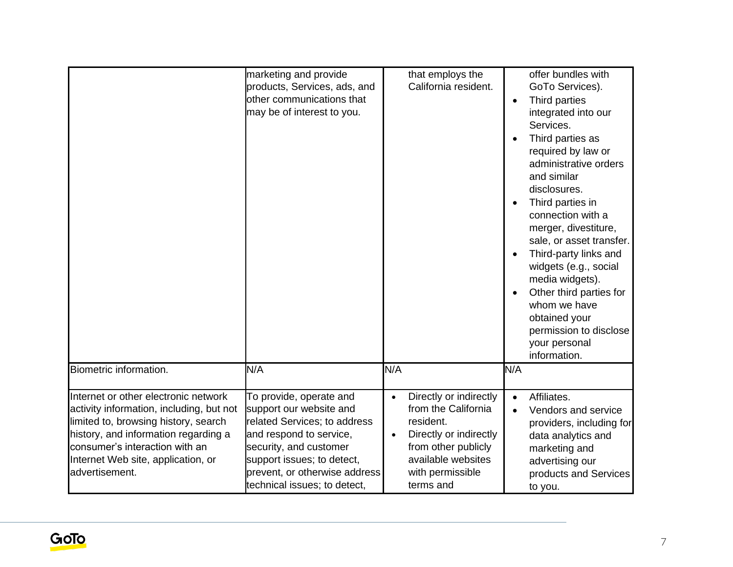| | | | |
|---|---|---|---|
| | marketing and provide products, Services, ads, and other communications that may be of interest to you. | that employs the California resident. | offer bundles with GoTo Services).<br>• Third parties integrated into our Services.<br>• Third parties as required by law or administrative orders and similar disclosures.<br>• Third parties in connection with a merger, divestiture, sale, or asset transfer.<br>• Third-party links and widgets (e.g., social media widgets).<br>• Other third parties for whom we have obtained your permission to disclose your personal information. |
| Biometric information. | N/A | N/A | N/A |
| Internet or other electronic network activity information, including, but not limited to, browsing history, search history, and information regarding a consumer's interaction with an Internet Web site, application, or advertisement. | To provide, operate and support our website and related Services; to address and respond to service, security, and customer support issues; to detect, prevent, or otherwise address technical issues; to detect, | • Directly or indirectly from the California resident.<br>• Directly or indirectly from other publicly available websites with permissible terms and | • Affiliates.<br>• Vendors and service providers, including for data analytics and marketing and advertising our products and Services to you. |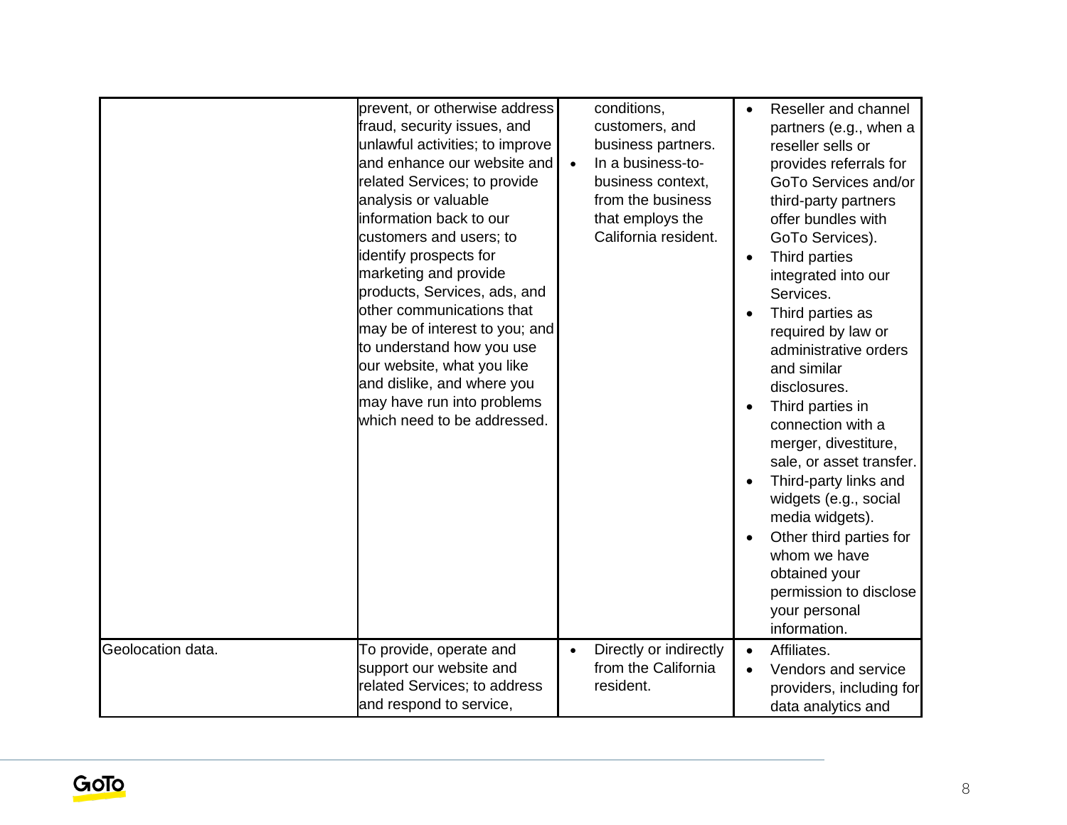| | | | |
|---|---|---|---|
| | prevent, or otherwise address fraud, security issues, and unlawful activities; to improve and enhance our website and related Services; to provide analysis or valuable information back to our customers and users; to identify prospects for marketing and provide products, Services, ads, and other communications that may be of interest to you; and to understand how you use our website, what you like and dislike, and where you may have run into problems which need to be addressed. | conditions, customers, and business partners.<br>• In a business-to-business context, from the business that employs the California resident. | • Reseller and channel partners (e.g., when a reseller sells or provides referrals for GoTo Services and/or third-party partners offer bundles with GoTo Services).<br>• Third parties integrated into our Services.<br>• Third parties as required by law or administrative orders and similar disclosures.<br>• Third parties in connection with a merger, divestiture, sale, or asset transfer.<br>• Third-party links and widgets (e.g., social media widgets).<br>• Other third parties for whom we have obtained your permission to disclose your personal information. |
| Geolocation data. | To provide, operate and support our website and related Services; to address and respond to service, | • Directly or indirectly from the California resident. | • Affiliates.<br>• Vendors and service providers, including for data analytics and |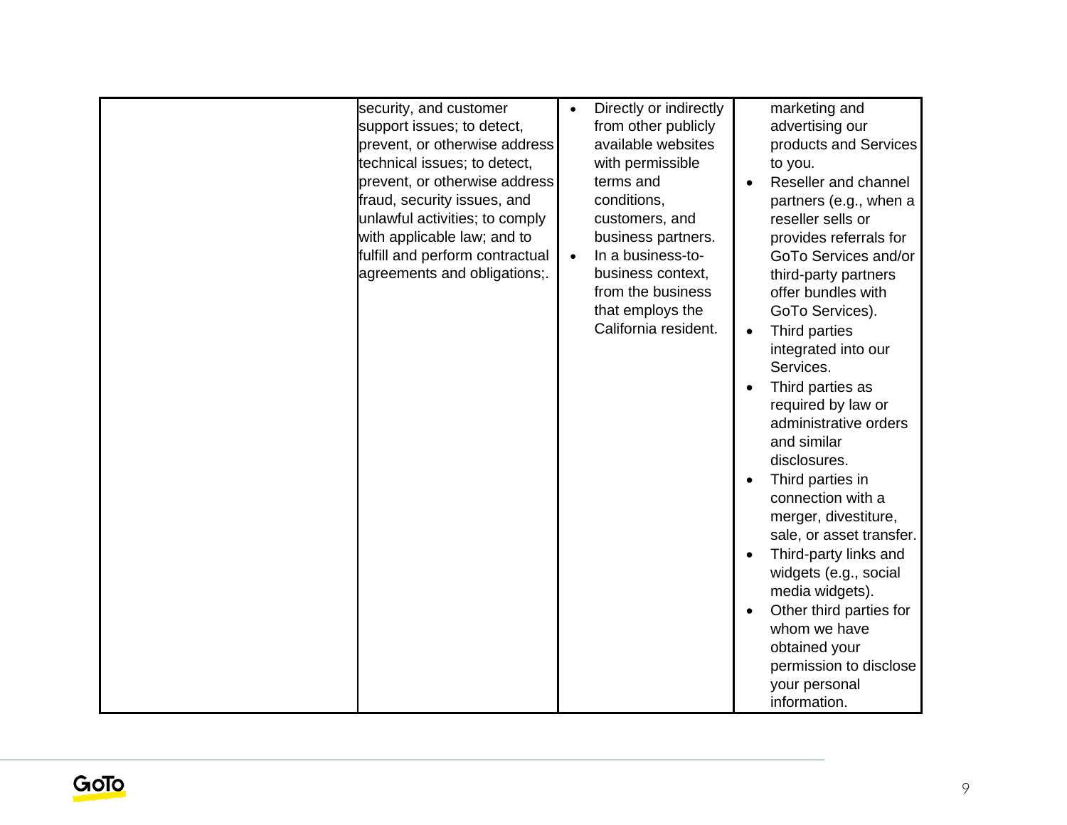| | | | |
|---|---|---|---|
| | security, and customer support issues; to detect, prevent, or otherwise address technical issues; to detect, prevent, or otherwise address fraud, security issues, and unlawful activities; to comply with applicable law; and to fulfill and perform contractual agreements and obligations;. | • Directly or indirectly from other publicly available websites with permissible terms and conditions, customers, and business partners.<br>• In a business-to-business context, from the business that employs the California resident. | marketing and advertising our products and Services to you.<br>• Reseller and channel partners (e.g., when a reseller sells or provides referrals for GoTo Services and/or third-party partners offer bundles with GoTo Services).<br>• Third parties integrated into our Services.<br>• Third parties as required by law or administrative orders and similar disclosures.<br>• Third parties in connection with a merger, divestiture, sale, or asset transfer.<br>• Third-party links and widgets (e.g., social media widgets).<br>• Other third parties for whom we have obtained your permission to disclose your personal information. |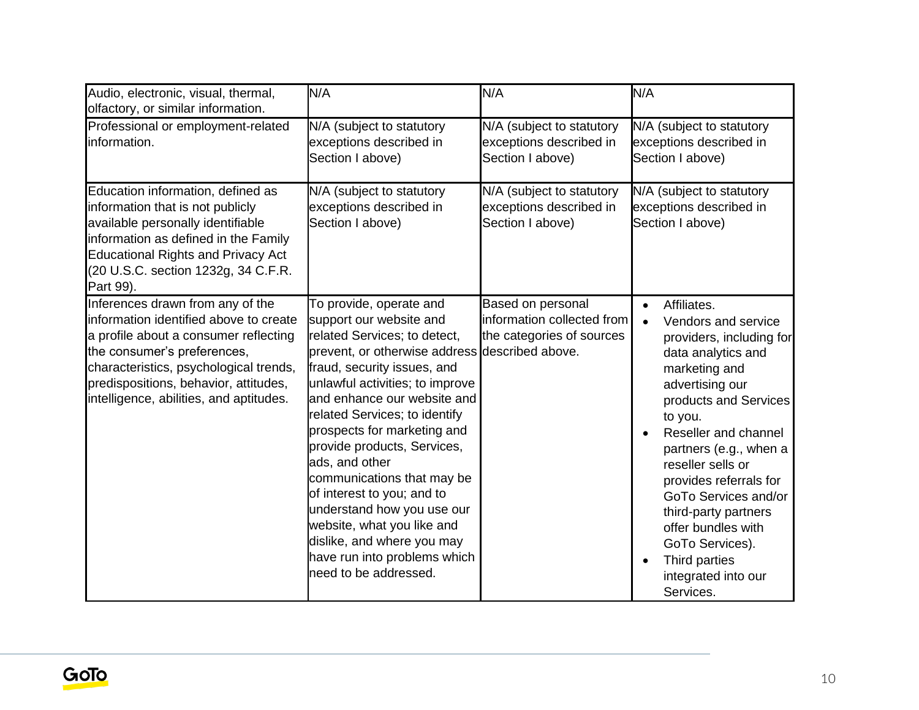| | | | |
|---|---|---|---|
| Audio, electronic, visual, thermal, olfactory, or similar information. | N/A | N/A | N/A |
| Professional or employment-related information. | N/A (subject to statutory exceptions described in Section I above) | N/A (subject to statutory exceptions described in Section I above) | N/A (subject to statutory exceptions described in Section I above) |
| Education information, defined as information that is not publicly available personally identifiable information as defined in the Family Educational Rights and Privacy Act (20 U.S.C. section 1232g, 34 C.F.R. Part 99). | N/A (subject to statutory exceptions described in Section I above) | N/A (subject to statutory exceptions described in Section I above) | N/A (subject to statutory exceptions described in Section I above) |
| Inferences drawn from any of the information identified above to create a profile about a consumer reflecting the consumer's preferences, characteristics, psychological trends, predispositions, behavior, attitudes, intelligence, abilities, and aptitudes. | To provide, operate and support our website and related Services; to detect, prevent, or otherwise address fraud, security issues, and unlawful activities; to improve and enhance our website and related Services; to identify prospects for marketing and provide products, Services, ads, and other communications that may be of interest to you; and to understand how you use our website, what you like and dislike, and where you may have run into problems which need to be addressed. | Based on personal information collected from the categories of sources described above. | • Affiliates.<br>• Vendors and service providers, including for data analytics and marketing and advertising our products and Services to you.<br>• Reseller and channel partners (e.g., when a reseller sells or provides referrals for GoTo Services and/or third-party partners offer bundles with GoTo Services).<br>• Third parties integrated into our Services. |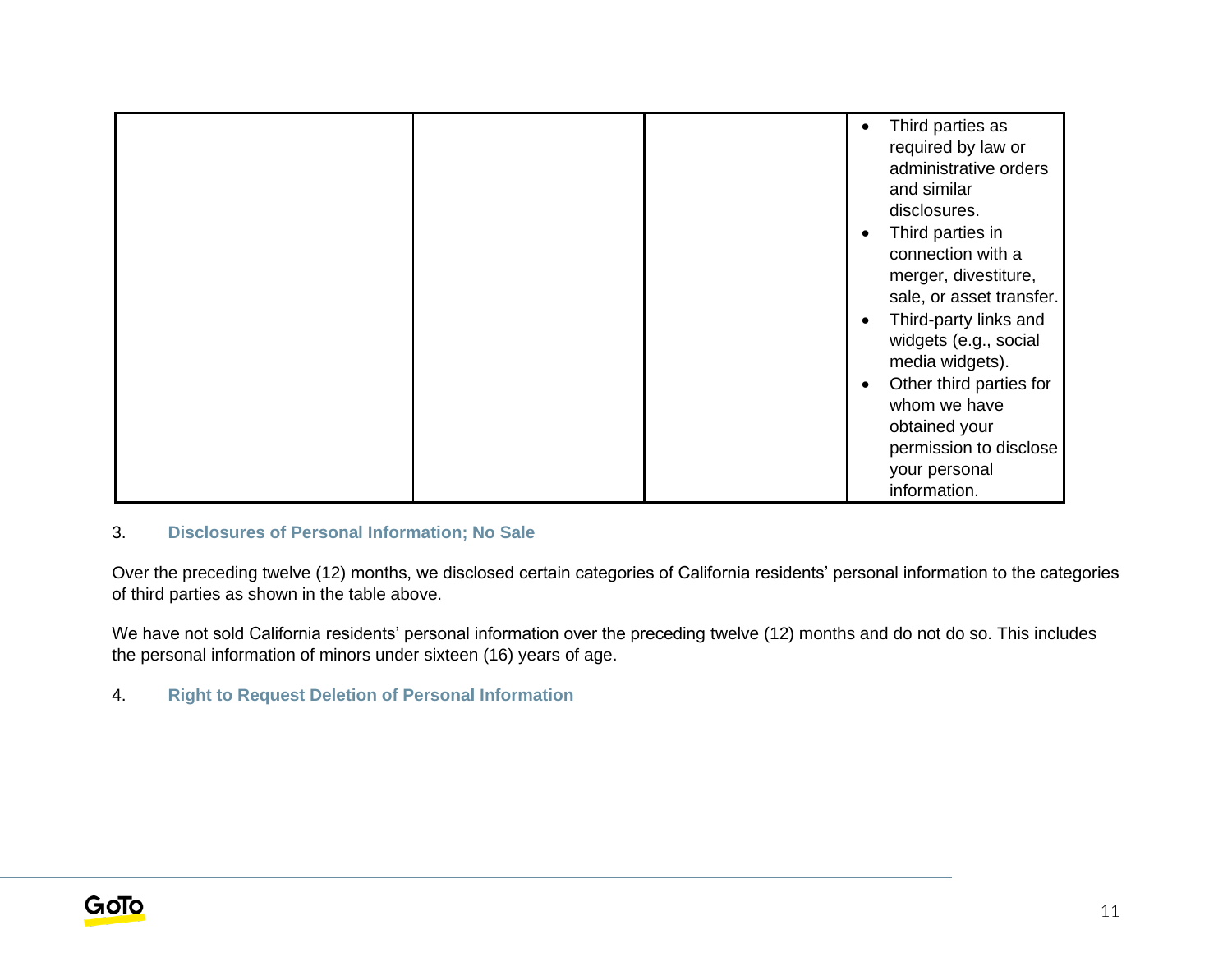| | | | |
|---|---|---|---|
| | | | <ul><li>Third parties as required by law or administrative orders and similar disclosures.</li><li>Third parties in connection with a merger, divestiture, sale, or asset transfer.</li><li>Third-party links and widgets (e.g., social media widgets).</li><li>Other third parties for whom we have obtained your permission to disclose your personal information.</li></ul> |

### 3. Disclosures of Personal Information; No Sale

Over the preceding twelve (12) months, we disclosed certain categories of California residents' personal information to the categories of third parties as shown in the table above.

We have not sold California residents' personal information over the preceding twelve (12) months and do not do so. This includes the personal information of minors under sixteen (16) years of age.

### 4. Right to Request Deletion of Personal Information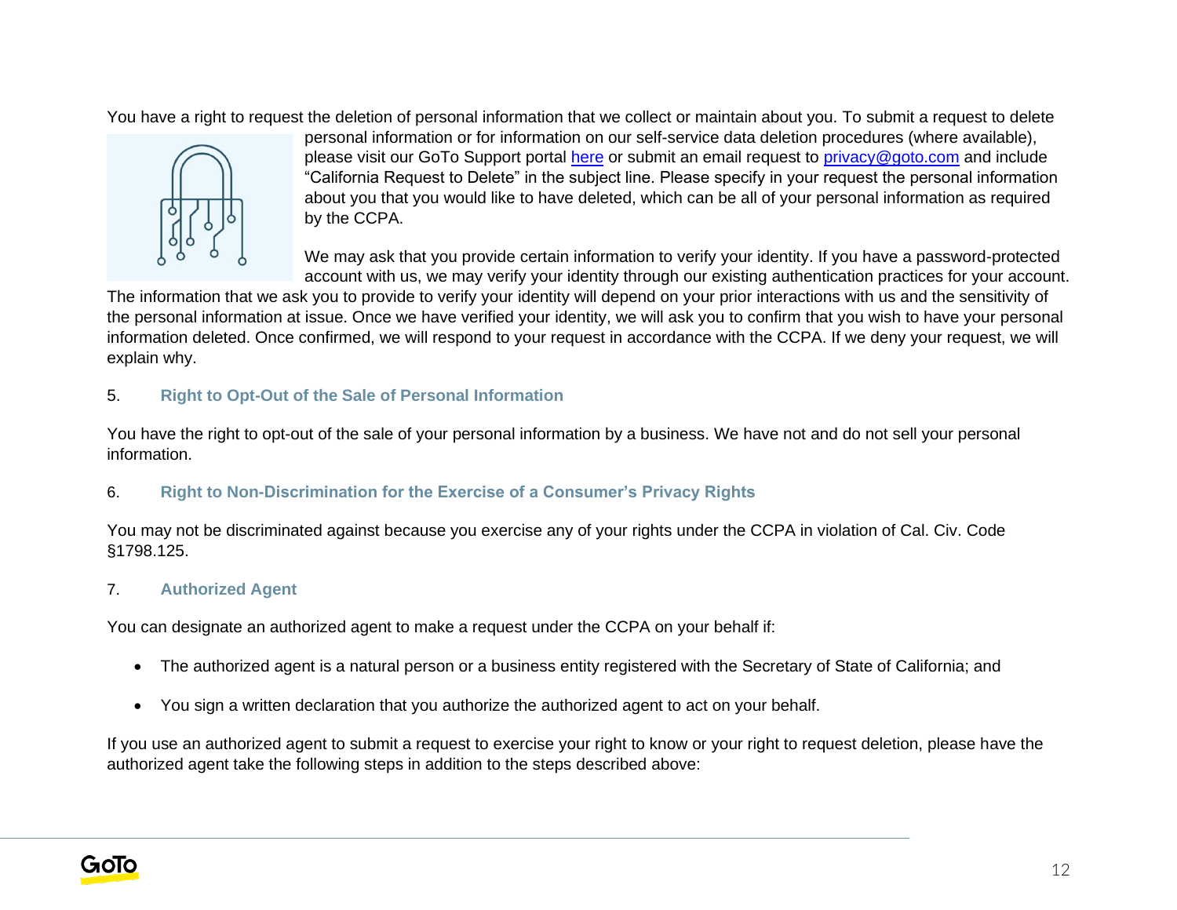You have a right to request the deletion of personal information that we collect or maintain about you. To submit a request to delete personal information or for information on our self-service data deletion procedures (where available), please visit our GoTo Support portal [here](#) or submit an email request to [privacy@goto.com](mailto:privacy@goto.com) and include "California Request to Delete" in the subject line. Please specify in your request the personal information about you that you would like to have deleted, which can be all of your personal information as required by the CCPA.

We may ask that you provide certain information to verify your identity. If you have a password-protected account with us, we may verify your identity through our existing authentication practices for your account. The information that we ask you to provide to verify your identity will depend on your prior interactions with us and the sensitivity of the personal information at issue. Once we have verified your identity, we will ask you to confirm that you wish to have your personal information deleted. Once confirmed, we will respond to your request in accordance with the CCPA. If we deny your request, we will explain why.

### 5. Right to Opt-Out of the Sale of Personal Information

You have the right to opt-out of the sale of your personal information by a business. We have not and do not sell your personal information.

### 6. Right to Non-Discrimination for the Exercise of a Consumer's Privacy Rights

You may not be discriminated against because you exercise any of your rights under the CCPA in violation of Cal. Civ. Code §1798.125.

### 7. Authorized Agent

You can designate an authorized agent to make a request under the CCPA on your behalf if:

- The authorized agent is a natural person or a business entity registered with the Secretary of State of California; and
- You sign a written declaration that you authorize the authorized agent to act on your behalf.

If you use an authorized agent to submit a request to exercise your right to know or your right to request deletion, please have the authorized agent take the following steps in addition to the steps described above: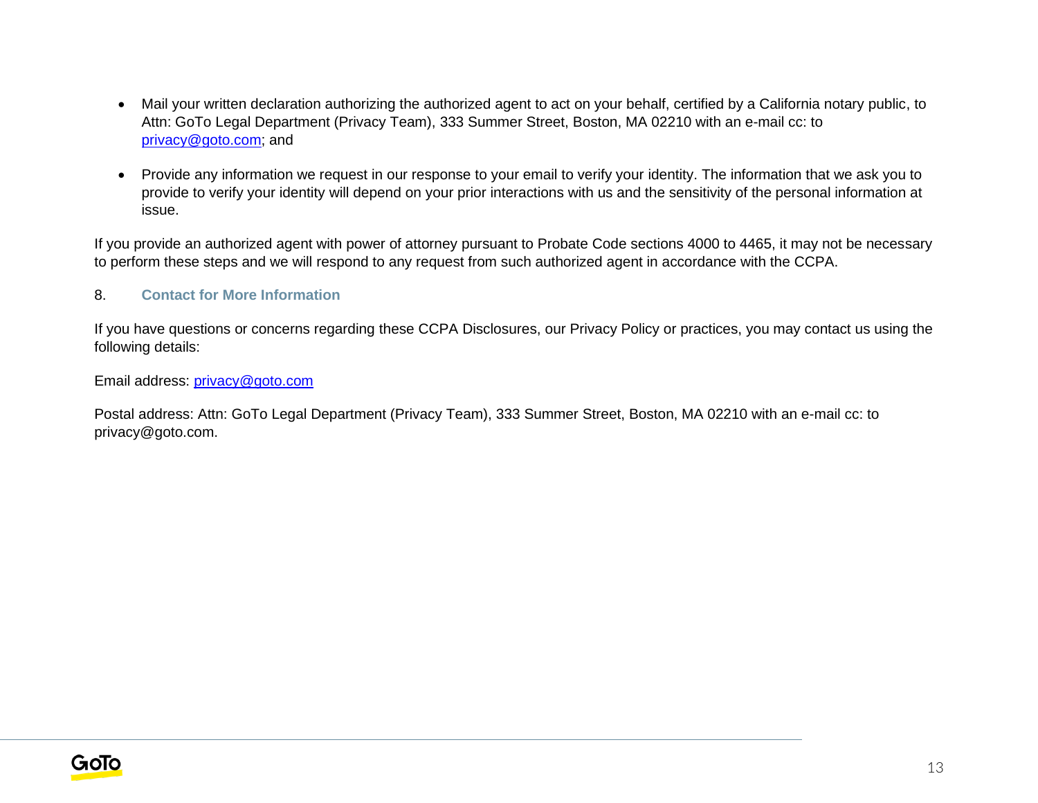- Mail your written declaration authorizing the authorized agent to act on your behalf, certified by a California notary public, to Attn: GoTo Legal Department (Privacy Team), 333 Summer Street, Boston, MA 02210 with an e-mail cc: to privacy@goto.com; and
- Provide any information we request in our response to your email to verify your identity. The information that we ask you to provide to verify your identity will depend on your prior interactions with us and the sensitivity of the personal information at issue.

If you provide an authorized agent with power of attorney pursuant to Probate Code sections 4000 to 4465, it may not be necessary to perform these steps and we will respond to any request from such authorized agent in accordance with the CCPA.

## 8. Contact for More Information

If you have questions or concerns regarding these CCPA Disclosures, our Privacy Policy or practices, you may contact us using the following details:

Email address: privacy@goto.com

Postal address: Attn: GoTo Legal Department (Privacy Team), 333 Summer Street, Boston, MA 02210 with an e-mail cc: to privacy@goto.com.